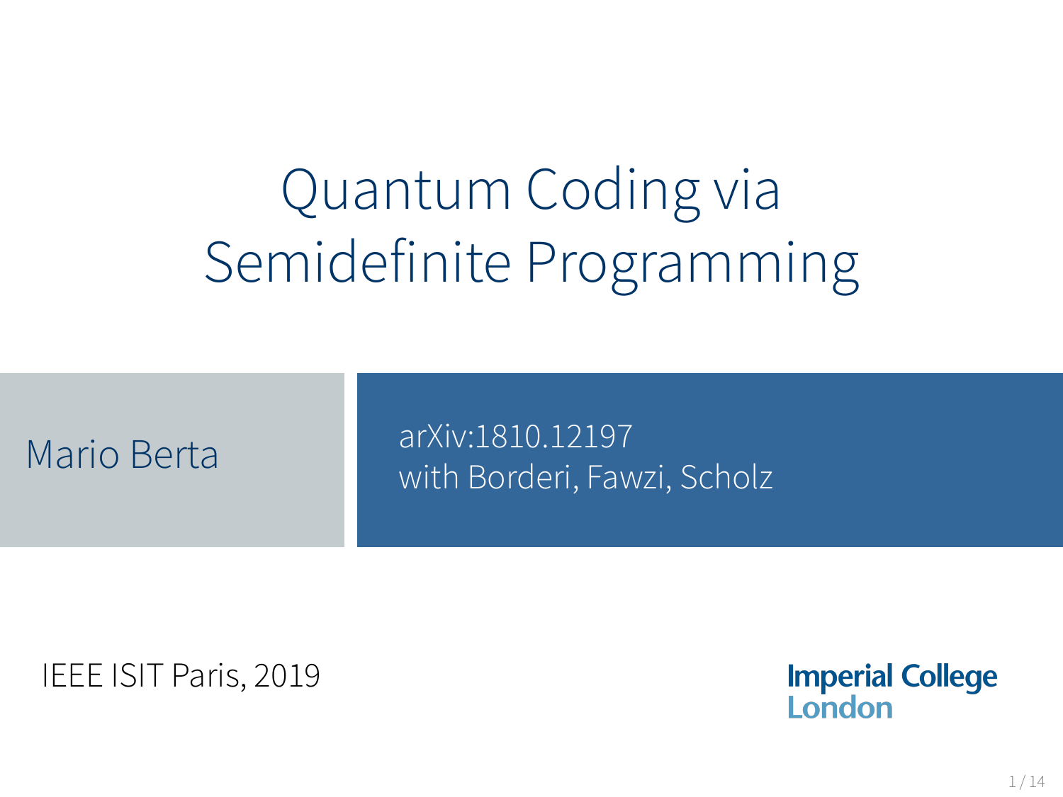# Quantum Coding via Semidefinite Programming

Mario Berta

arXiv:1810.12197
with Borderi, Fawzi, Scholz

IEEE ISIT Paris, 2019

Imperial College London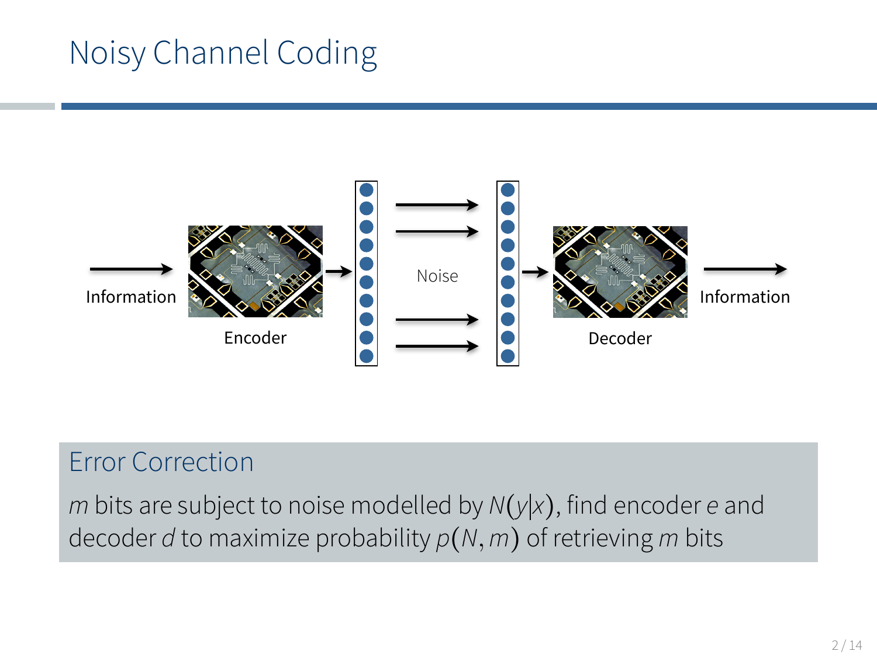# Noisy Channel Coding

Information

Encoder

Noise

Decoder

Information

## Error Correction

$m$ bits are subject to noise modelled by $N(y|x)$, find encoder $e$ and decoder $d$ to maximize probability $p(N, m)$ of retrieving $m$ bits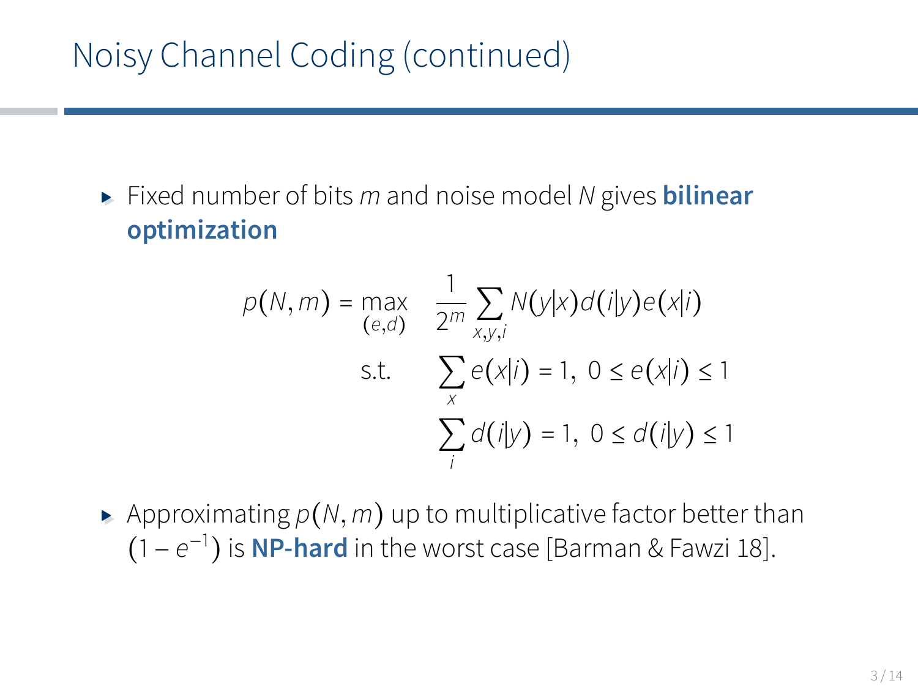# Noisy Channel Coding (continued)

- Fixed number of bits $m$ and noise model $N$ gives **bilinear optimization**

$$
\begin{aligned}
p(N,m) = \max_{(e,d)} \quad & \frac{1}{2^m} \sum_{x,y,i} N(y|x) d(i|y) e(x|i) \\
\text{s.t.} \quad & \sum_x e(x|i) = 1,\ 0 \le e(x|i) \le 1 \\
& \sum_i d(i|y) = 1,\ 0 \le d(i|y) \le 1
\end{aligned}
$$

- Approximating $p(N,m)$ up to multiplicative factor better than $(1 - e^{-1})$ is **NP-hard** in the worst case [Barman & Fawzi 18].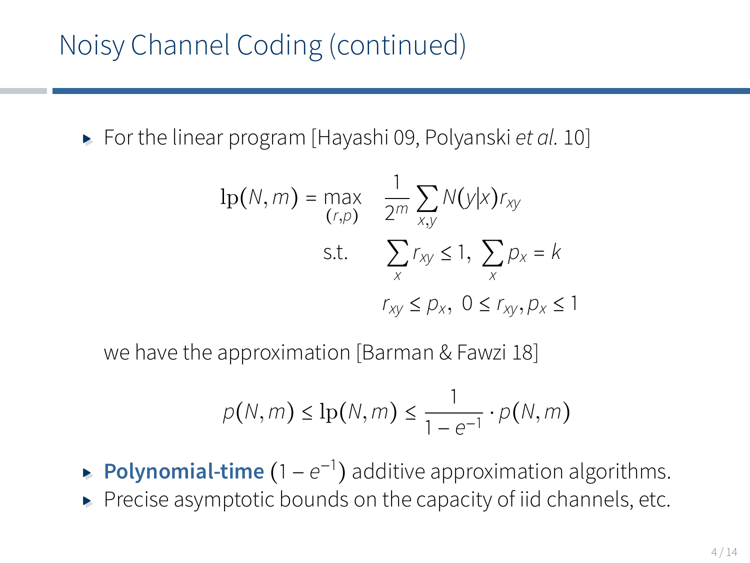# Noisy Channel Coding (continued)

- For the linear program [Hayashi 09, Polyanski *et al.* 10]

$$
\begin{aligned}
\mathrm{lp}(N, m) = \max_{(r,p)} \quad & \frac{1}{2^m} \sum_{x,y} N(y|x) r_{xy} \\
\text{s.t.} \quad & \sum_x r_{xy} \leq 1, \ \sum_x p_x = k \\
& r_{xy} \leq p_x, \ 0 \leq r_{xy}, p_x \leq 1
\end{aligned}
$$

  we have the approximation [Barman & Fawzi 18]

$$
p(N, m) \leq \mathrm{lp}(N, m) \leq \frac{1}{1 - e^{-1}} \cdot p(N, m)
$$

- **Polynomial-time** $(1 - e^{-1})$ additive approximation algorithms.
- Precise asymptotic bounds on the capacity of iid channels, etc.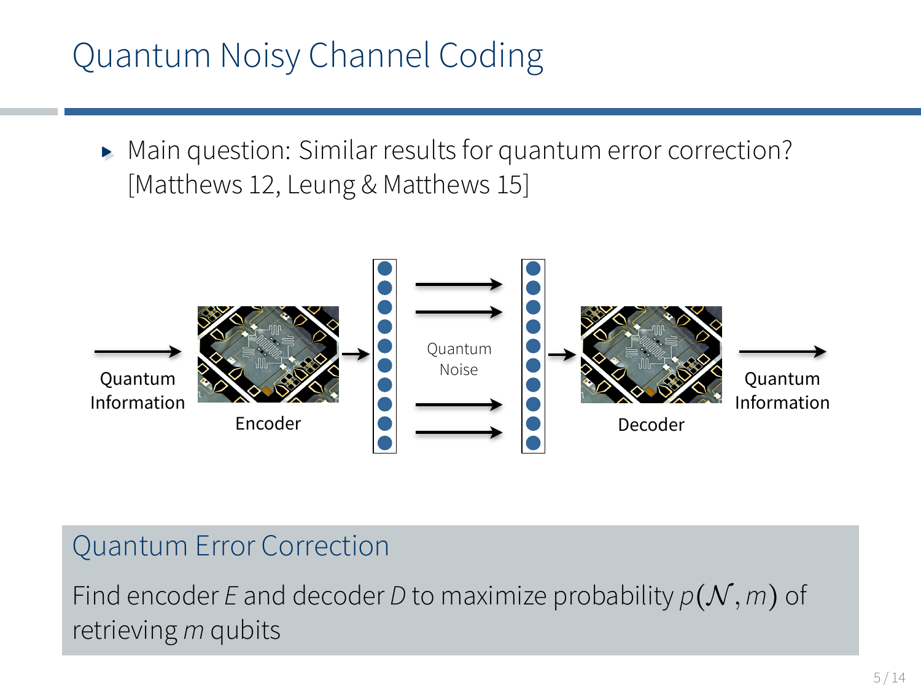# Quantum Noisy Channel Coding

- Main question: Similar results for quantum error correction? [Matthews 12, Leung & Matthews 15]

Quantum Information → Encoder → Quantum Noise → Decoder → Quantum Information

## Quantum Error Correction

Find encoder $E$ and decoder $D$ to maximize probability $p(\mathcal{N}, m)$ of retrieving $m$ qubits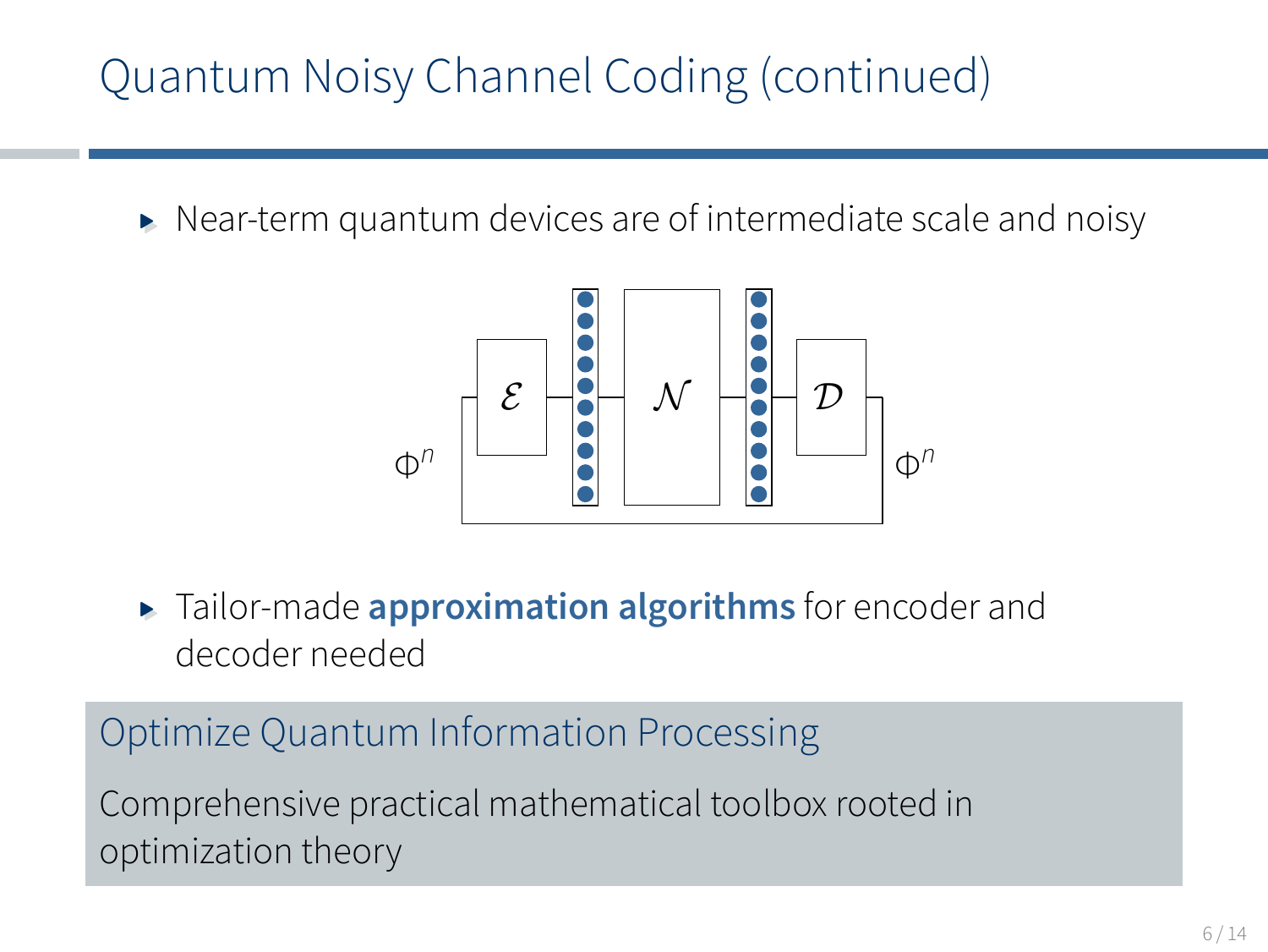# Quantum Noisy Channel Coding (continued)

- Near-term quantum devices are of intermediate scale and noisy

$\Phi^n$ — $\mathcal{E}$ — $\mathcal{N}$ — $\mathcal{D}$ — $\Phi^n$

- Tailor-made **approximation algorithms** for encoder and decoder needed

## Optimize Quantum Information Processing

Comprehensive practical mathematical toolbox rooted in optimization theory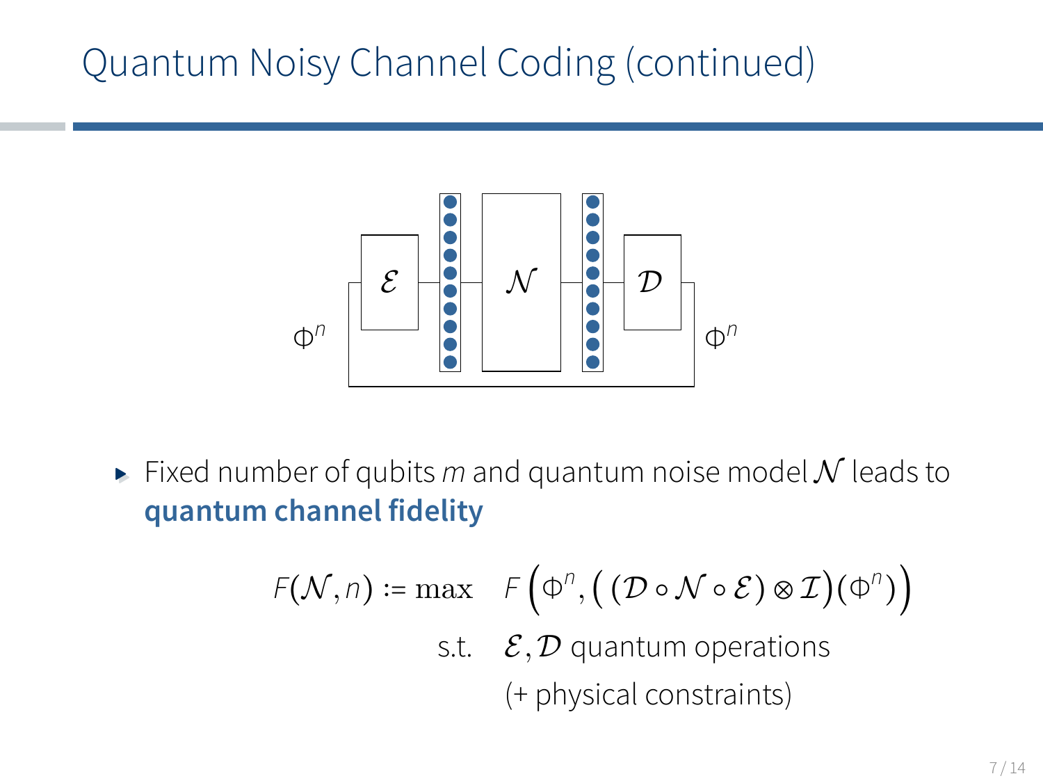# Quantum Noisy Channel Coding (continued)

- Fixed number of qubits $m$ and quantum noise model $\mathcal{N}$ leads to **quantum channel fidelity**

$$
\begin{aligned}
F(\mathcal{N}, n) := \max \quad & F\Big(\Phi^n, \big(\,(\mathcal{D} \circ \mathcal{N} \circ \mathcal{E}) \otimes \mathcal{I}\big)(\Phi^n)\Big) \\
\text{s.t.} \quad & \mathcal{E}, \mathcal{D} \text{ quantum operations} \\
& \text{(+ physical constraints)}
\end{aligned}
$$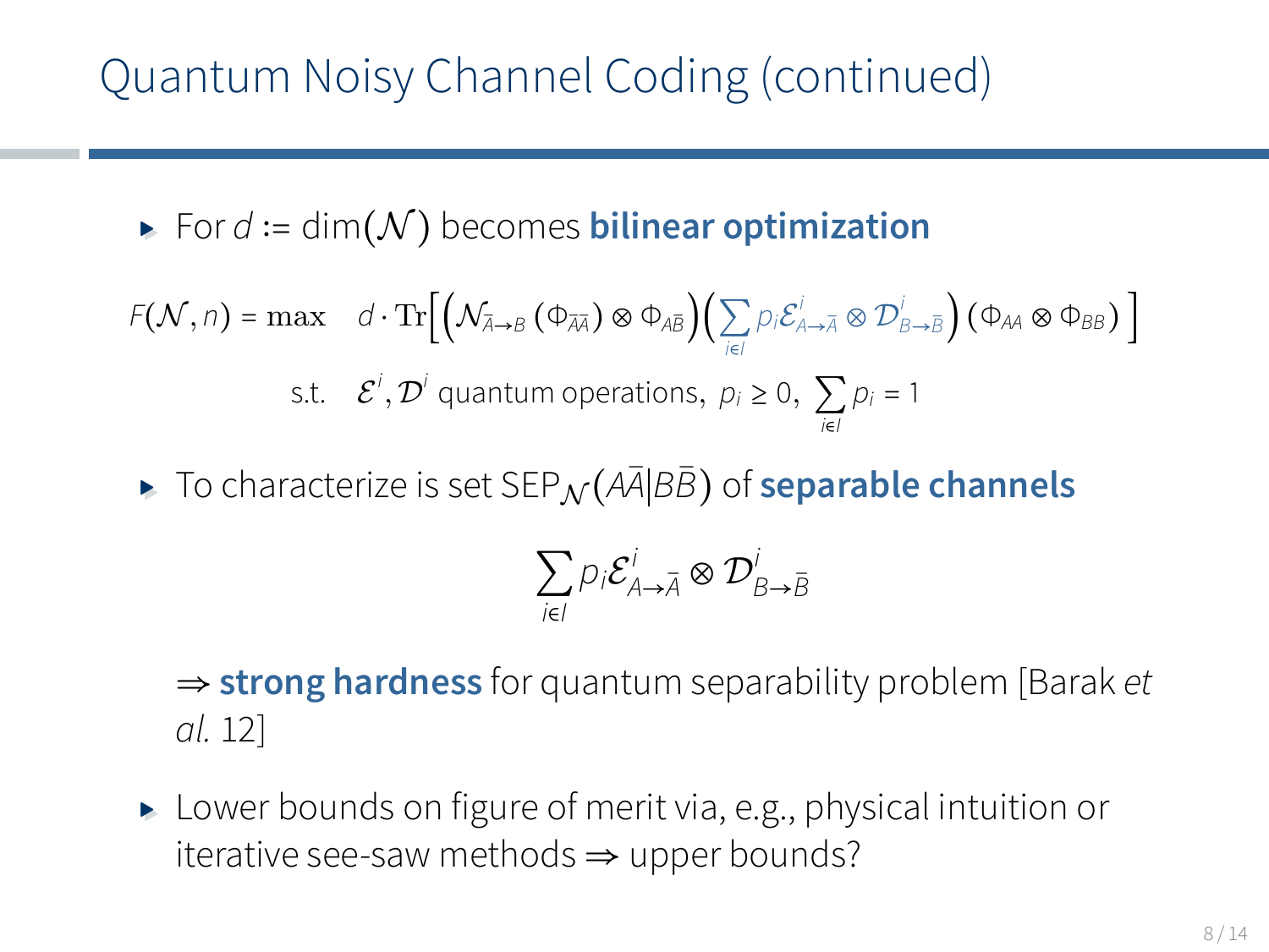# Quantum Noisy Channel Coding (continued)

- For $d := \dim(\mathcal{N})$ becomes **bilinear optimization**

$$F(\mathcal{N}, n) = \max \quad d \cdot \mathrm{Tr}\Big[\Big(\mathcal{N}_{\bar{A}\to B}\left(\Phi_{\bar{A}\bar{A}}\right) \otimes \Phi_{A\bar{B}}\Big)\Big(\sum_{i\in I} p_i \mathcal{E}^i_{A\to\bar{A}} \otimes \mathcal{D}^i_{B\to\bar{B}}\Big)\left(\Phi_{AA} \otimes \Phi_{BB}\right)\Big]$$

$$\text{s.t.} \quad \mathcal{E}^i, \mathcal{D}^i \text{ quantum operations}, \; p_i \geq 0, \; \sum_{i\in I} p_i = 1$$

- To characterize is set $\mathrm{SEP}_{\mathcal{N}}(A\bar{A}|B\bar{B})$ of **separable channels**

$$\sum_{i\in I} p_i \mathcal{E}^i_{A\to\bar{A}} \otimes \mathcal{D}^i_{B\to\bar{B}}$$

  $\Rightarrow$ **strong hardness** for quantum separability problem [Barak *et al.* 12]

- Lower bounds on figure of merit via, e.g., physical intuition or iterative see-saw methods $\Rightarrow$ upper bounds?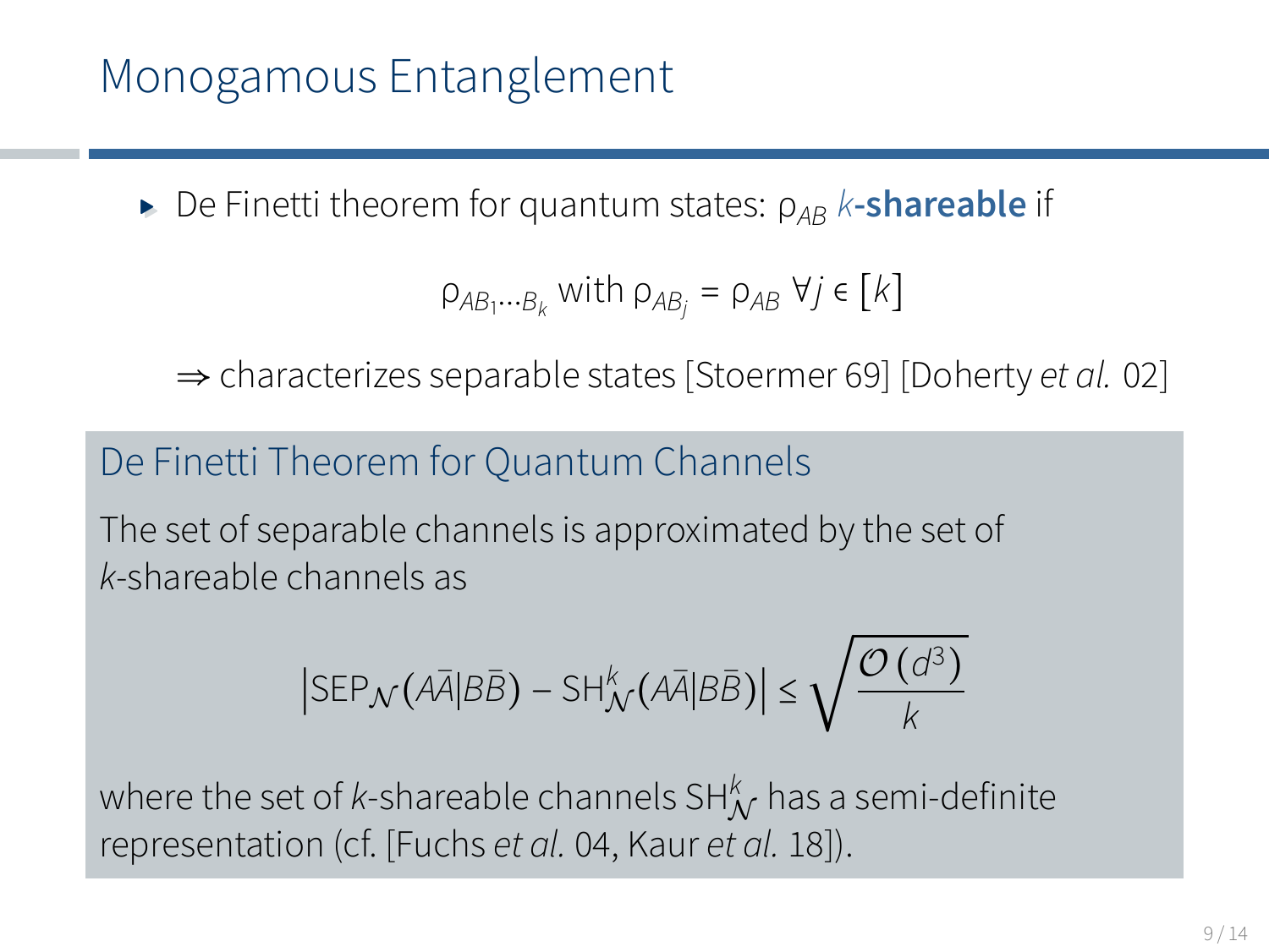# Monogamous Entanglement

- De Finetti theorem for quantum states: $\rho_{AB}$ $k$-**shareable** if

$$\rho_{AB_1 \ldots B_k} \text{ with } \rho_{AB_j} = \rho_{AB} \ \forall j \in [k]$$

$\Rightarrow$ characterizes separable states [Stoermer 69] [Doherty *et al.* 02]

## De Finetti Theorem for Quantum Channels

The set of separable channels is approximated by the set of $k$-shareable channels as

$$\left|\mathrm{SEP}_{\mathcal{N}}(A\bar{A}|B\bar{B}) - \mathrm{SH}^k_{\mathcal{N}}(A\bar{A}|B\bar{B})\right| \leq \sqrt{\frac{\mathcal{O}\left(d^3\right)}{k}}$$

where the set of $k$-shareable channels $\mathrm{SH}^k_{\mathcal{N}}$ has a semi-definite representation (cf. [Fuchs *et al.* 04, Kaur *et al.* 18]).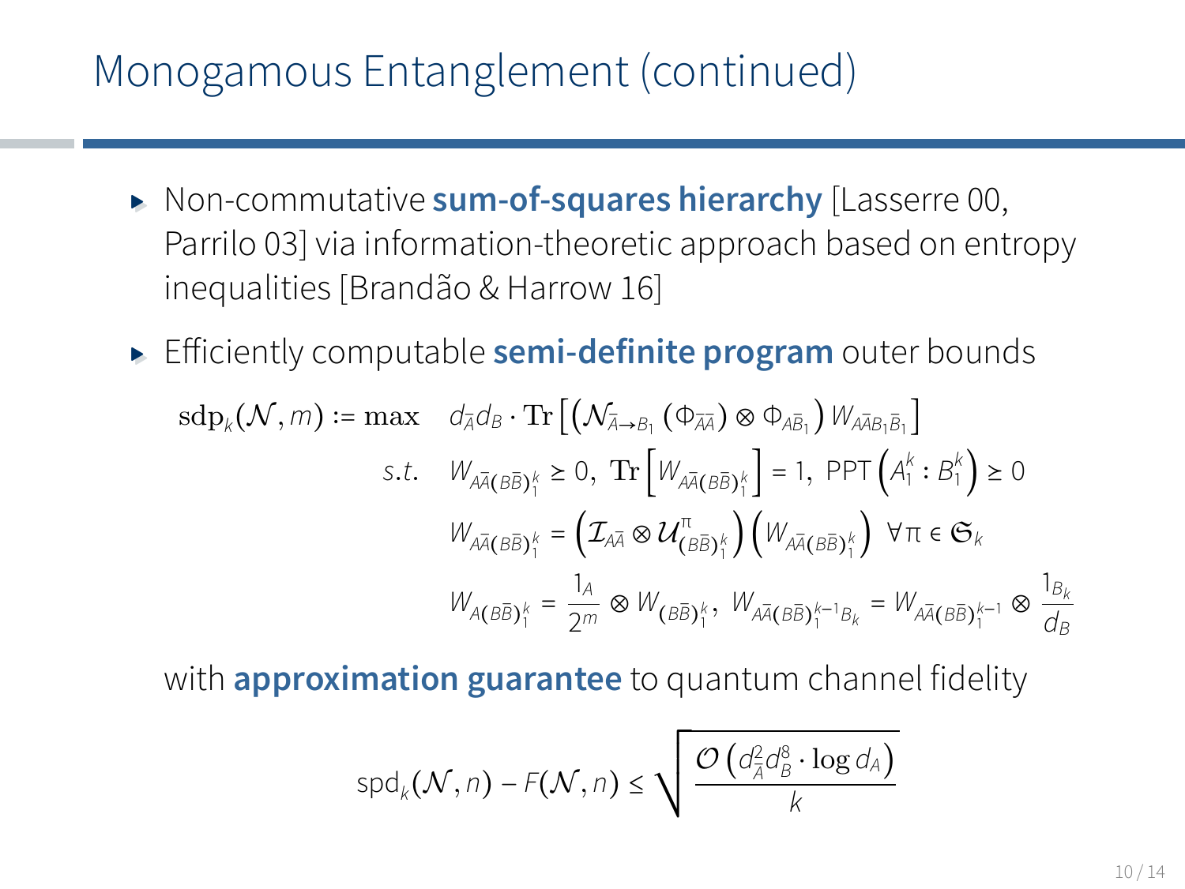# Monogamous Entanglement (continued)

- Non-commutative **sum-of-squares hierarchy** [Lasserre 00, Parrilo 03] via information-theoretic approach based on entropy inequalities [Brandão & Harrow 16]
- Efficiently computable **semi-definite program** outer bounds

$$
\begin{aligned}
\mathrm{sdp}_k(\mathcal{N}, m) := \max \quad & d_{\bar{A}} d_B \cdot \mathrm{Tr}\left[\left(\mathcal{N}_{\bar{A}\to B_1}\left(\Phi_{\bar{A}\bar{A}}\right) \otimes \Phi_{A\bar{B}_1}\right) W_{A\bar{A}B_1\bar{B}_1}\right] \\
s.t. \quad & W_{A\bar{A}(B\bar{B})_1^k} \geq 0,\ \mathrm{Tr}\left[W_{A\bar{A}(B\bar{B})_1^k}\right] = 1,\ \mathrm{PPT}\left(A_1^k : B_1^k\right) \geq 0 \\
& W_{A\bar{A}(B\bar{B})_1^k} = \left(\mathcal{I}_{A\bar{A}} \otimes \mathcal{U}^{\pi}_{(B\bar{B})_1^k}\right)\left(W_{A\bar{A}(B\bar{B})_1^k}\right)\ \forall \pi \in \mathfrak{S}_k \\
& W_{A(B\bar{B})_1^k} = \frac{1_A}{2^m} \otimes W_{(B\bar{B})_1^k},\ W_{A\bar{A}(B\bar{B})_1^{k-1}B_k} = W_{A\bar{A}(B\bar{B})_1^{k-1}} \otimes \frac{1_{B_k}}{d_B}
\end{aligned}
$$

with **approximation guarantee** to quantum channel fidelity

$$
\mathrm{spd}_k(\mathcal{N}, n) - F(\mathcal{N}, n) \leq \sqrt{\frac{\mathcal{O}\left(d_{\bar{A}}^2 d_B^8 \cdot \log d_A\right)}{k}}
$$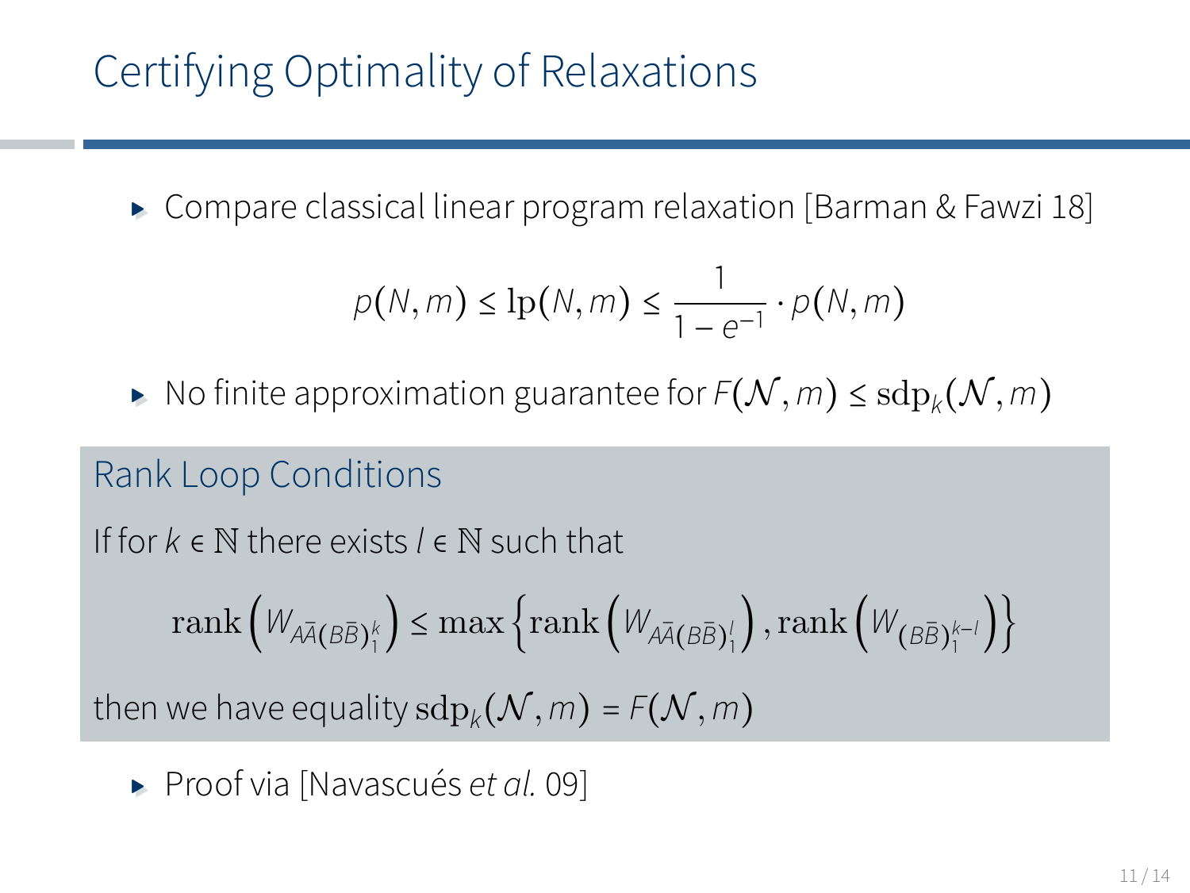# Certifying Optimality of Relaxations

- Compare classical linear program relaxation [Barman & Fawzi 18]

$$p(N,m) \leq \mathrm{lp}(N,m) \leq \frac{1}{1-e^{-1}} \cdot p(N,m)$$

- No finite approximation guarantee for $F(\mathcal{N},m) \leq \mathrm{sdp}_k(\mathcal{N},m)$

## Rank Loop Conditions

If for $k \in \mathbb{N}$ there exists $l \in \mathbb{N}$ such that

$$\mathrm{rank}\left(W_{A\bar{A}(B\bar{B})_1^k}\right) \leq \max\left\{\mathrm{rank}\left(W_{A\bar{A}(B\bar{B})_1^l}\right), \mathrm{rank}\left(W_{(B\bar{B})_1^{k-l}}\right)\right\}$$

then we have equality $\mathrm{sdp}_k(\mathcal{N},m) = F(\mathcal{N},m)$

- Proof via [Navascués *et al.* 09]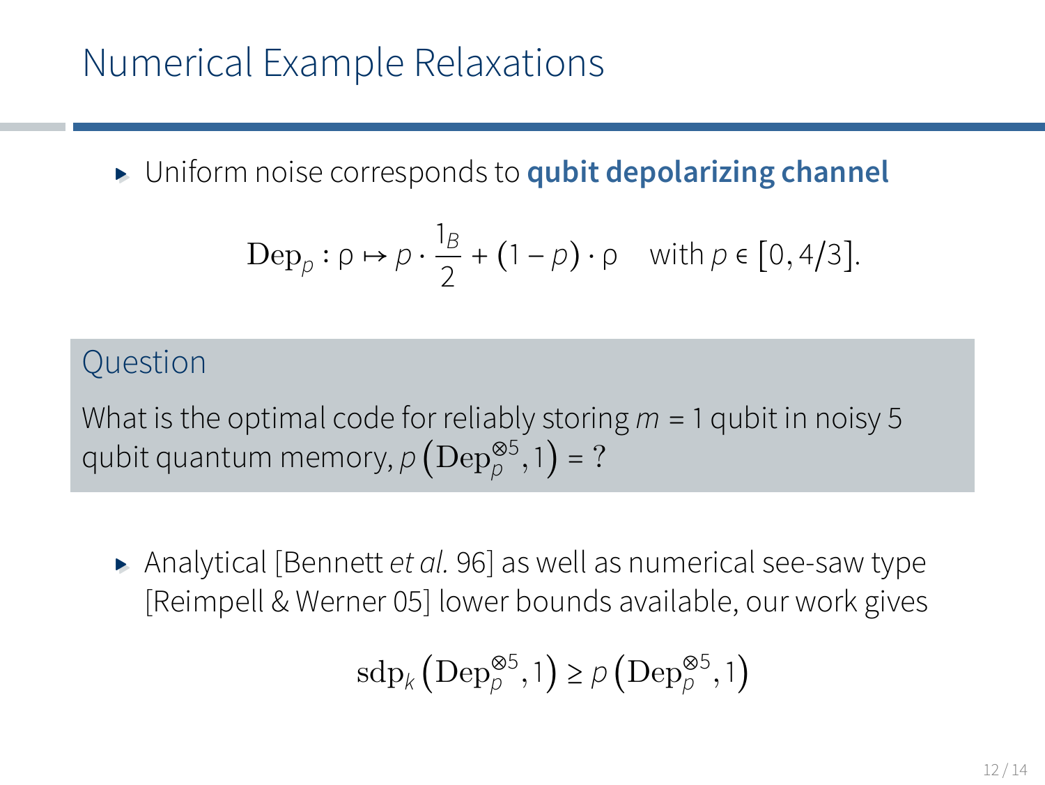# Numerical Example Relaxations

- Uniform noise corresponds to **qubit depolarizing channel**

$$\mathrm{Dep}_p : \rho \mapsto p \cdot \frac{1_B}{2} + (1-p) \cdot \rho \quad \text{with } p \in [0, 4/3].$$

## Question

What is the optimal code for reliably storing $m = 1$ qubit in noisy 5 qubit quantum memory, $p\left(\mathrm{Dep}_p^{\otimes 5}, 1\right) = ?$

- Analytical [Bennett *et al.* 96] as well as numerical see-saw type [Reimpell & Werner 05] lower bounds available, our work gives

$$\mathrm{sdp}_k\left(\mathrm{Dep}_p^{\otimes 5}, 1\right) \geq p\left(\mathrm{Dep}_p^{\otimes 5}, 1\right)$$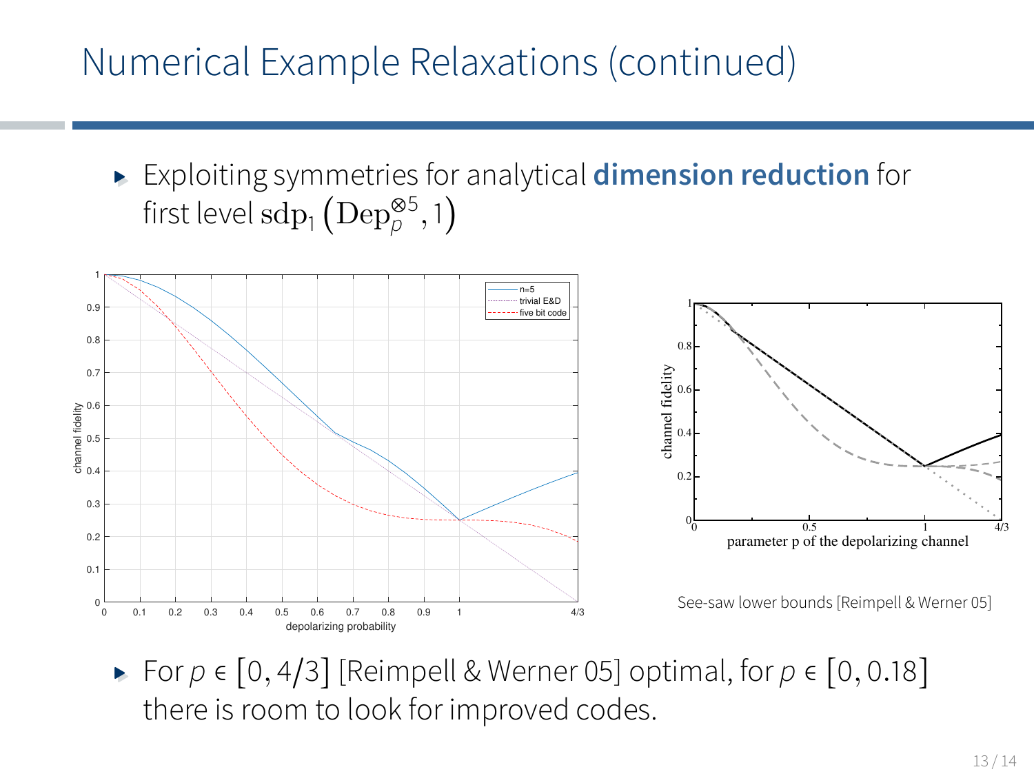# Numerical Example Relaxations (continued)

- Exploiting symmetries for analytical **dimension reduction** for first level $\mathrm{sdp}_1\left(\mathrm{Dep}_p^{\otimes 5}, 1\right)$

See-saw lower bounds [Reimpell & Werner 05]

- For $p \in [0, 4/3]$ [Reimpell & Werner 05] optimal, for $p \in [0, 0.18]$ there is room to look for improved codes.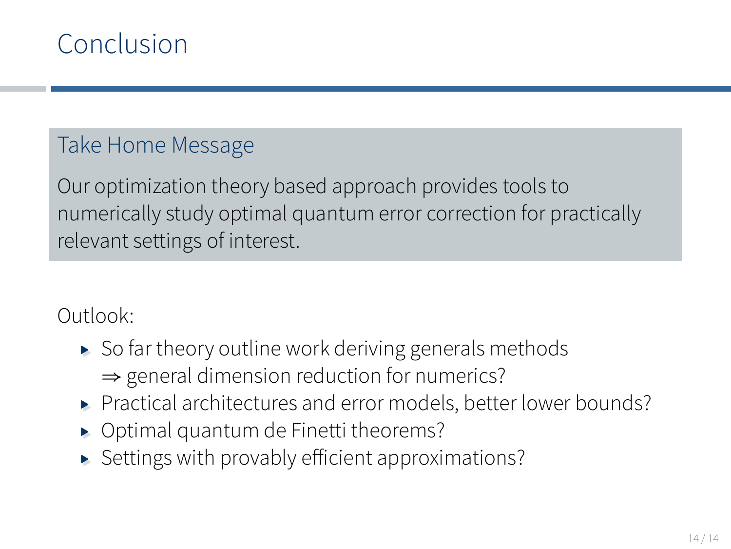# Conclusion

## Take Home Message

Our optimization theory based approach provides tools to numerically study optimal quantum error correction for practically relevant settings of interest.

Outlook:

- So far theory outline work deriving generals methods
  $\Rightarrow$ general dimension reduction for numerics?
- Practical architectures and error models, better lower bounds?
- Optimal quantum de Finetti theorems?
- Settings with provably efficient approximations?